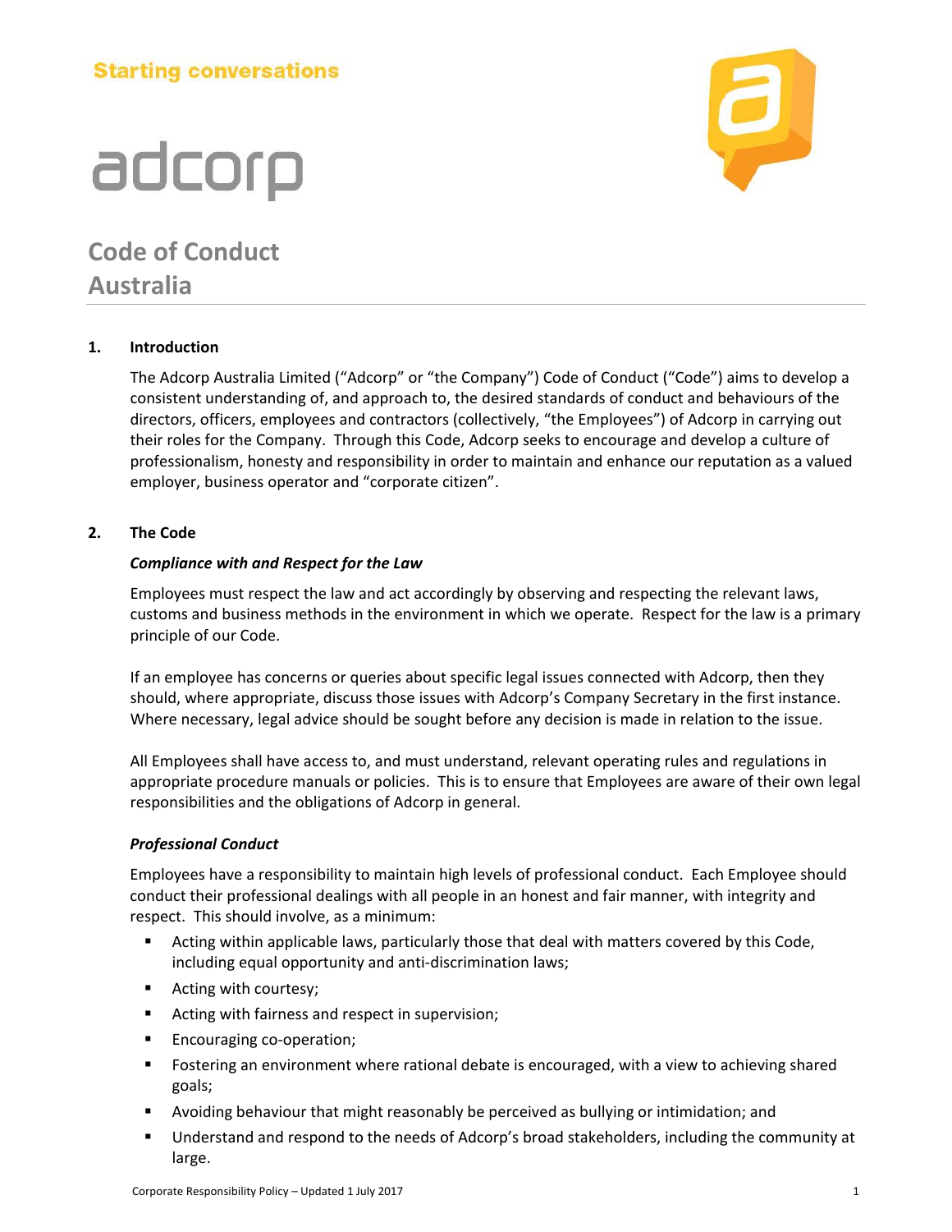Starting conversations

adcorp

# Code of Conduct Australia

## 1. Introduction

The Adcorp Australia Limited ("Adcorp" or "the Company") Code of Conduct ("Code") aims to develop a consistent understanding of, and approach to, the desired standards of conduct and behaviours of the directors, officers, employees and contractors (collectively, "the Employees") of Adcorp in carrying out their roles for the Company. Through this Code, Adcorp seeks to encourage and develop a culture of professionalism, honesty and responsibility in order to maintain and enhance our reputation as a valued employer, business operator and "corporate citizen".

## 2. The Code

***Compliance with and Respect for the Law***

Employees must respect the law and act accordingly by observing and respecting the relevant laws, customs and business methods in the environment in which we operate. Respect for the law is a primary principle of our Code.

If an employee has concerns or queries about specific legal issues connected with Adcorp, then they should, where appropriate, discuss those issues with Adcorp's Company Secretary in the first instance. Where necessary, legal advice should be sought before any decision is made in relation to the issue.

All Employees shall have access to, and must understand, relevant operating rules and regulations in appropriate procedure manuals or policies. This is to ensure that Employees are aware of their own legal responsibilities and the obligations of Adcorp in general.

***Professional Conduct***

Employees have a responsibility to maintain high levels of professional conduct. Each Employee should conduct their professional dealings with all people in an honest and fair manner, with integrity and respect. This should involve, as a minimum:

- Acting within applicable laws, particularly those that deal with matters covered by this Code, including equal opportunity and anti-discrimination laws;
- Acting with courtesy;
- Acting with fairness and respect in supervision;
- Encouraging co-operation;
- Fostering an environment where rational debate is encouraged, with a view to achieving shared goals;
- Avoiding behaviour that might reasonably be perceived as bullying or intimidation; and
- Understand and respond to the needs of Adcorp's broad stakeholders, including the community at large.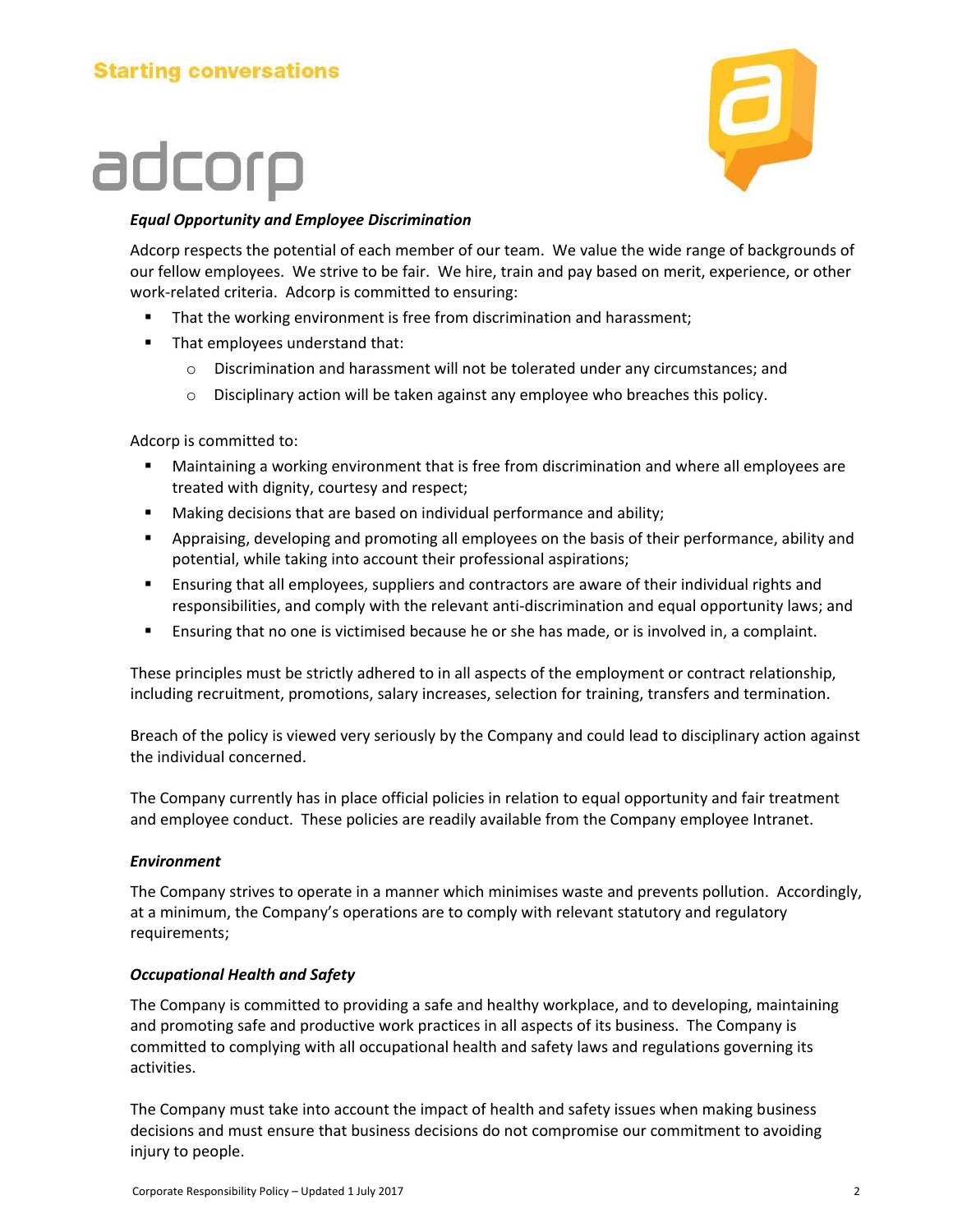### *Equal Opportunity and Employee Discrimination*

Adcorp respects the potential of each member of our team. We value the wide range of backgrounds of our fellow employees. We strive to be fair. We hire, train and pay based on merit, experience, or other work-related criteria. Adcorp is committed to ensuring:

- That the working environment is free from discrimination and harassment;
- That employees understand that:
  - Discrimination and harassment will not be tolerated under any circumstances; and
  - Disciplinary action will be taken against any employee who breaches this policy.

Adcorp is committed to:

- Maintaining a working environment that is free from discrimination and where all employees are treated with dignity, courtesy and respect;
- Making decisions that are based on individual performance and ability;
- Appraising, developing and promoting all employees on the basis of their performance, ability and potential, while taking into account their professional aspirations;
- Ensuring that all employees, suppliers and contractors are aware of their individual rights and responsibilities, and comply with the relevant anti-discrimination and equal opportunity laws; and
- Ensuring that no one is victimised because he or she has made, or is involved in, a complaint.

These principles must be strictly adhered to in all aspects of the employment or contract relationship, including recruitment, promotions, salary increases, selection for training, transfers and termination.

Breach of the policy is viewed very seriously by the Company and could lead to disciplinary action against the individual concerned.

The Company currently has in place official policies in relation to equal opportunity and fair treatment and employee conduct. These policies are readily available from the Company employee Intranet.

### *Environment*

The Company strives to operate in a manner which minimises waste and prevents pollution. Accordingly, at a minimum, the Company's operations are to comply with relevant statutory and regulatory requirements;

### *Occupational Health and Safety*

The Company is committed to providing a safe and healthy workplace, and to developing, maintaining and promoting safe and productive work practices in all aspects of its business. The Company is committed to complying with all occupational health and safety laws and regulations governing its activities.

The Company must take into account the impact of health and safety issues when making business decisions and must ensure that business decisions do not compromise our commitment to avoiding injury to people.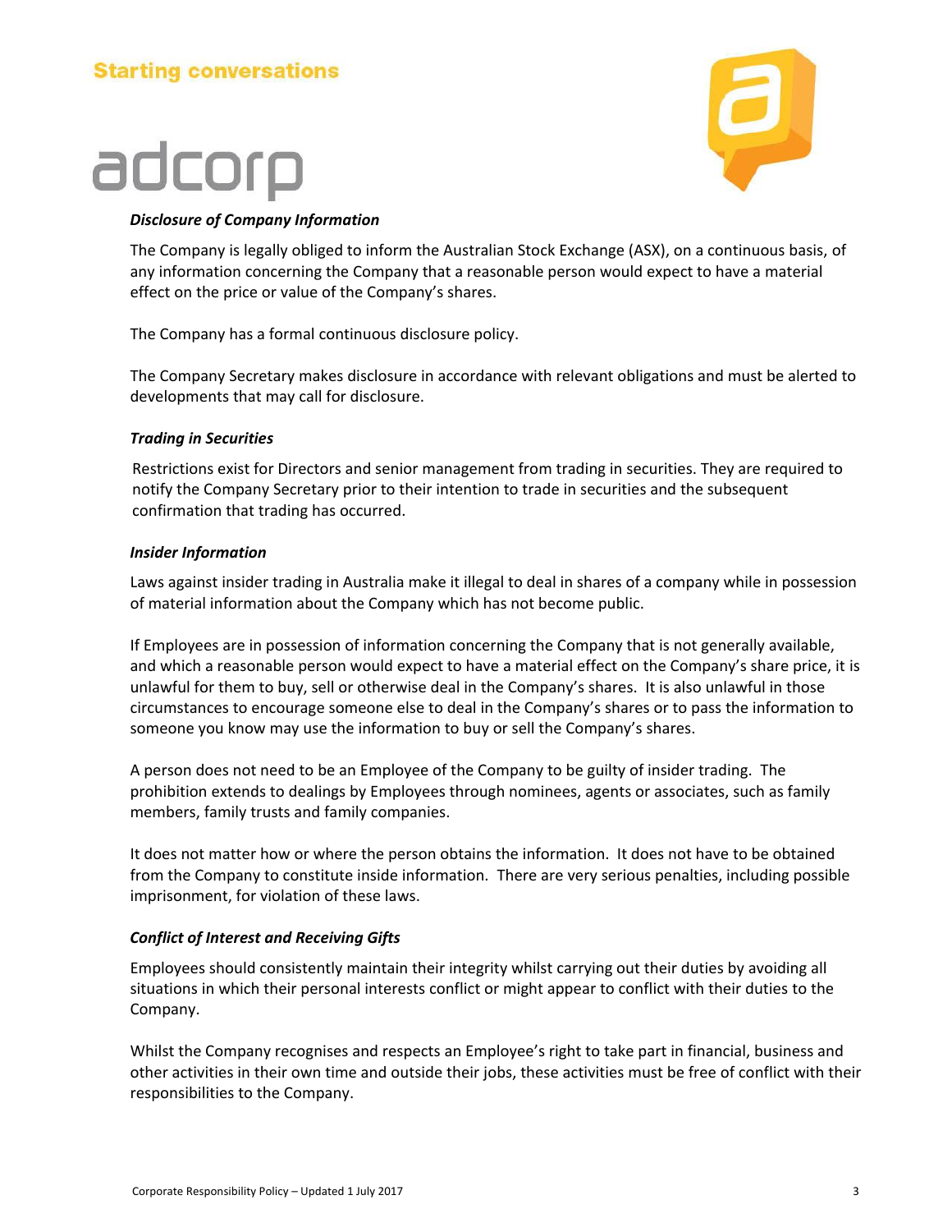### *Disclosure of Company Information*

The Company is legally obliged to inform the Australian Stock Exchange (ASX), on a continuous basis, of any information concerning the Company that a reasonable person would expect to have a material effect on the price or value of the Company's shares.

The Company has a formal continuous disclosure policy.

The Company Secretary makes disclosure in accordance with relevant obligations and must be alerted to developments that may call for disclosure.

### *Trading in Securities*

Restrictions exist for Directors and senior management from trading in securities. They are required to notify the Company Secretary prior to their intention to trade in securities and the subsequent confirmation that trading has occurred.

### *Insider Information*

Laws against insider trading in Australia make it illegal to deal in shares of a company while in possession of material information about the Company which has not become public.

If Employees are in possession of information concerning the Company that is not generally available, and which a reasonable person would expect to have a material effect on the Company's share price, it is unlawful for them to buy, sell or otherwise deal in the Company's shares. It is also unlawful in those circumstances to encourage someone else to deal in the Company's shares or to pass the information to someone you know may use the information to buy or sell the Company's shares.

A person does not need to be an Employee of the Company to be guilty of insider trading. The prohibition extends to dealings by Employees through nominees, agents or associates, such as family members, family trusts and family companies.

It does not matter how or where the person obtains the information. It does not have to be obtained from the Company to constitute inside information. There are very serious penalties, including possible imprisonment, for violation of these laws.

### *Conflict of Interest and Receiving Gifts*

Employees should consistently maintain their integrity whilst carrying out their duties by avoiding all situations in which their personal interests conflict or might appear to conflict with their duties to the Company.

Whilst the Company recognises and respects an Employee's right to take part in financial, business and other activities in their own time and outside their jobs, these activities must be free of conflict with their responsibilities to the Company.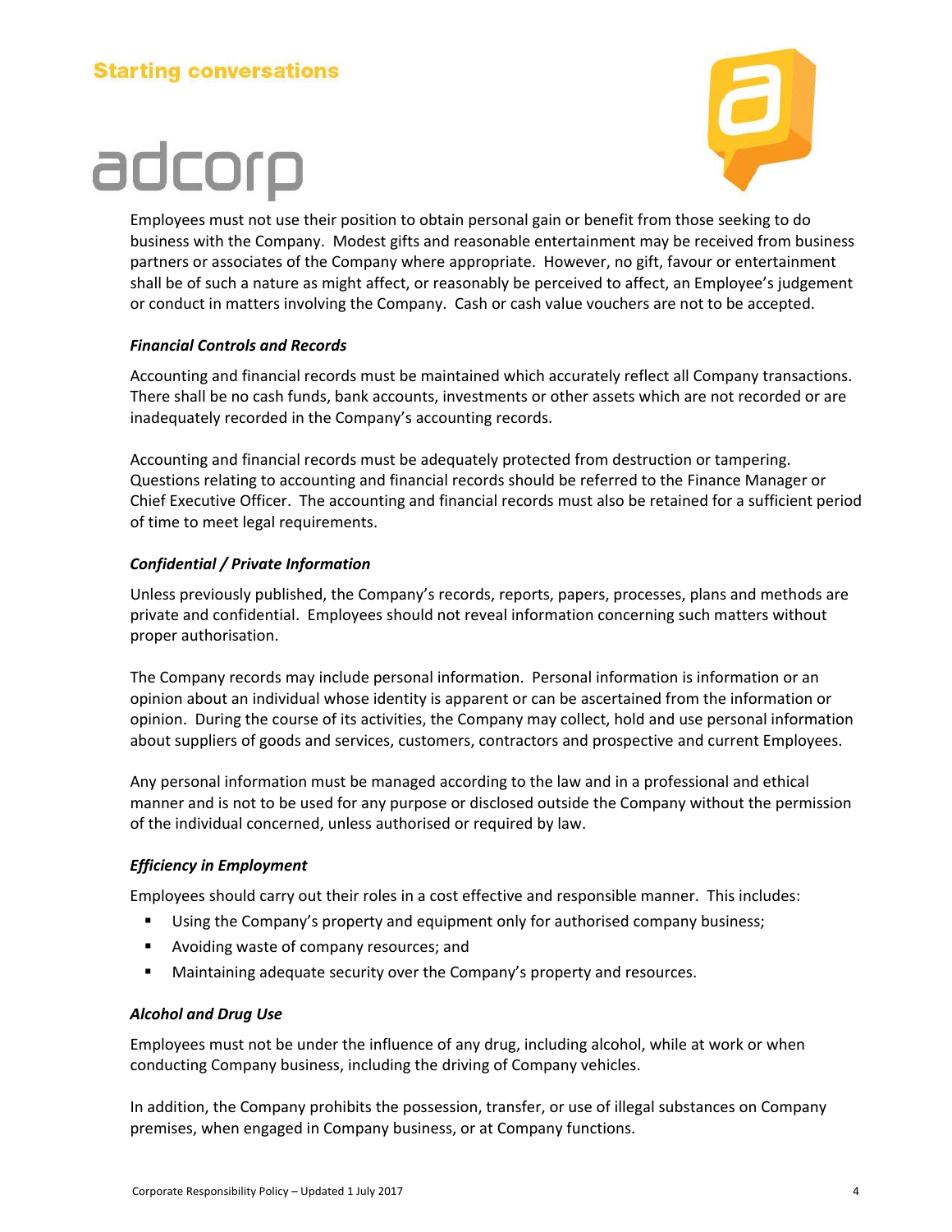Employees must not use their position to obtain personal gain or benefit from those seeking to do business with the Company. Modest gifts and reasonable entertainment may be received from business partners or associates of the Company where appropriate. However, no gift, favour or entertainment shall be of such a nature as might affect, or reasonably be perceived to affect, an Employee's judgement or conduct in matters involving the Company. Cash or cash value vouchers are not to be accepted.

***Financial Controls and Records***

Accounting and financial records must be maintained which accurately reflect all Company transactions. There shall be no cash funds, bank accounts, investments or other assets which are not recorded or are inadequately recorded in the Company's accounting records.

Accounting and financial records must be adequately protected from destruction or tampering. Questions relating to accounting and financial records should be referred to the Finance Manager or Chief Executive Officer. The accounting and financial records must also be retained for a sufficient period of time to meet legal requirements.

***Confidential / Private Information***

Unless previously published, the Company's records, reports, papers, processes, plans and methods are private and confidential. Employees should not reveal information concerning such matters without proper authorisation.

The Company records may include personal information. Personal information is information or an opinion about an individual whose identity is apparent or can be ascertained from the information or opinion. During the course of its activities, the Company may collect, hold and use personal information about suppliers of goods and services, customers, contractors and prospective and current Employees.

Any personal information must be managed according to the law and in a professional and ethical manner and is not to be used for any purpose or disclosed outside the Company without the permission of the individual concerned, unless authorised or required by law.

***Efficiency in Employment***

Employees should carry out their roles in a cost effective and responsible manner. This includes:

- Using the Company's property and equipment only for authorised company business;
- Avoiding waste of company resources; and
- Maintaining adequate security over the Company's property and resources.

***Alcohol and Drug Use***

Employees must not be under the influence of any drug, including alcohol, while at work or when conducting Company business, including the driving of Company vehicles.

In addition, the Company prohibits the possession, transfer, or use of illegal substances on Company premises, when engaged in Company business, or at Company functions.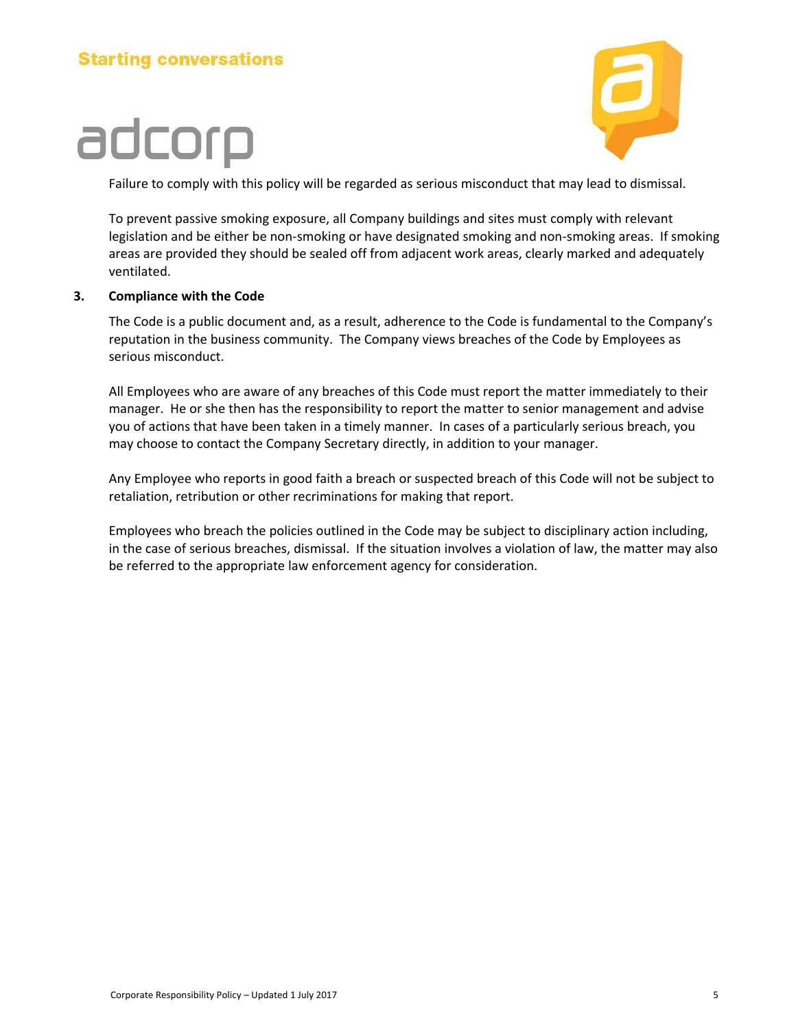Failure to comply with this policy will be regarded as serious misconduct that may lead to dismissal.

To prevent passive smoking exposure, all Company buildings and sites must comply with relevant legislation and be either be non-smoking or have designated smoking and non-smoking areas. If smoking areas are provided they should be sealed off from adjacent work areas, clearly marked and adequately ventilated.

### 3. Compliance with the Code

The Code is a public document and, as a result, adherence to the Code is fundamental to the Company's reputation in the business community. The Company views breaches of the Code by Employees as serious misconduct.

All Employees who are aware of any breaches of this Code must report the matter immediately to their manager. He or she then has the responsibility to report the matter to senior management and advise you of actions that have been taken in a timely manner. In cases of a particularly serious breach, you may choose to contact the Company Secretary directly, in addition to your manager.

Any Employee who reports in good faith a breach or suspected breach of this Code will not be subject to retaliation, retribution or other recriminations for making that report.

Employees who breach the policies outlined in the Code may be subject to disciplinary action including, in the case of serious breaches, dismissal. If the situation involves a violation of law, the matter may also be referred to the appropriate law enforcement agency for consideration.